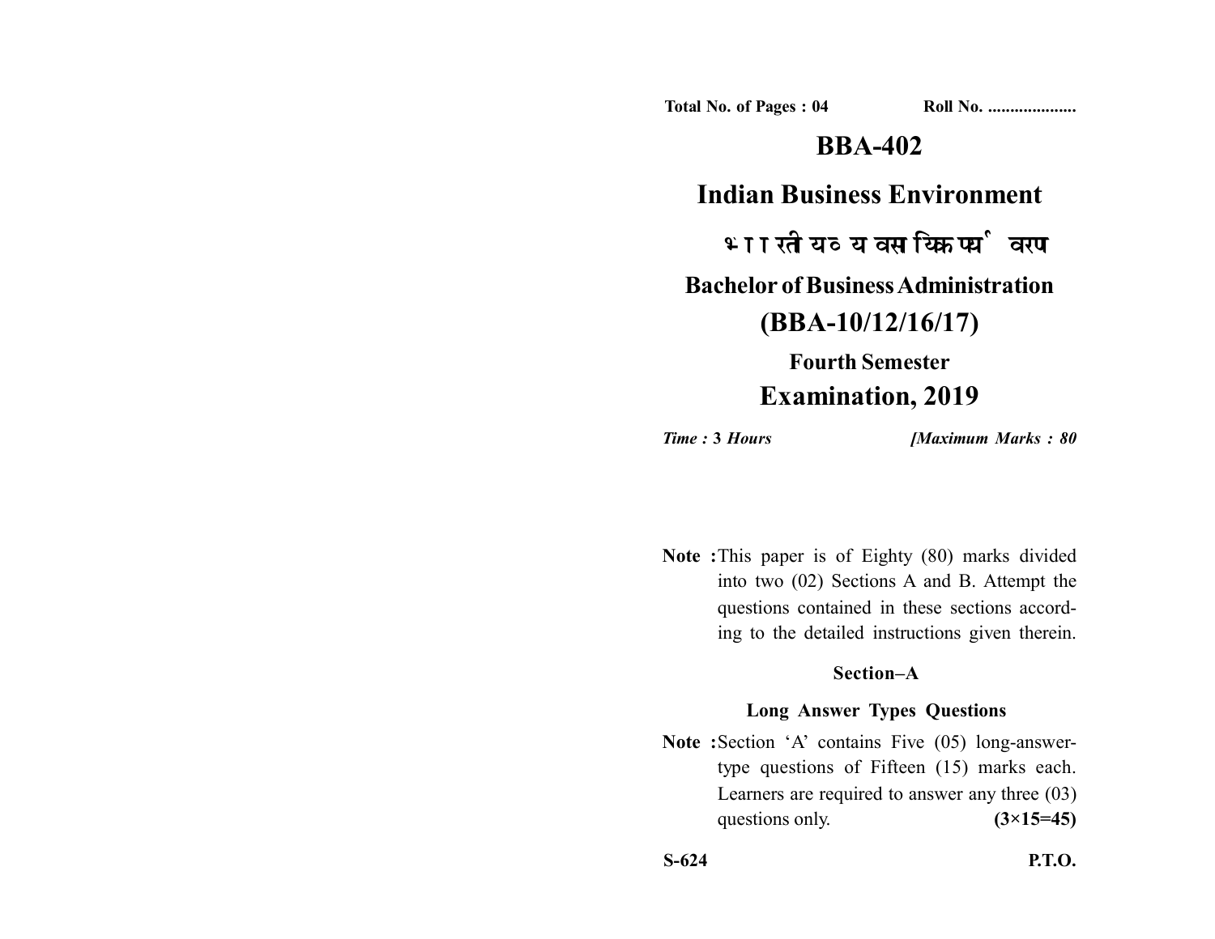**Total No. of Pages : 04** **Roll No. ...................**

# BBA-402

## Indian Business Environment

## भारतीय व्यवसायिक पर्यावरण

## Bachelor of Business Administration

## (BBA-10/12/16/17)

### Fourth Semester

## Examination, 2019

*Time : 3 Hours* *[Maximum Marks : 80*

**Note :** This paper is of Eighty (80) marks divided into two (02) Sections A and B. Attempt the questions contained in these sections according to the detailed instructions given therein.

### Section–A

### Long Answer Types Questions

**Note :** Section 'A' contains Five (05) long-answer-type questions of Fifteen (15) marks each. Learners are required to answer any three (03) questions only. **(3×15=45)**

**S-624** **P.T.O.**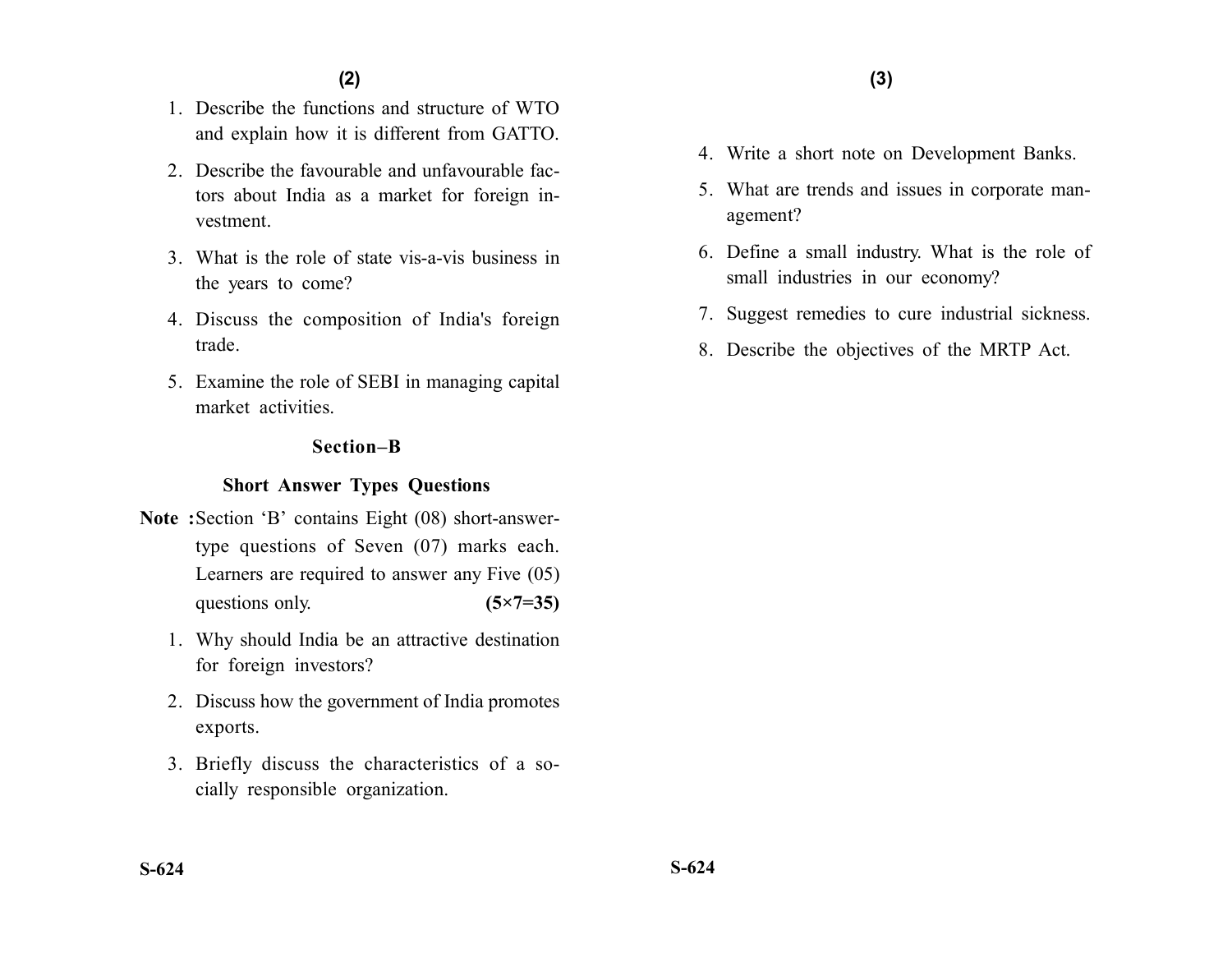1. Describe the functions and structure of WTO and explain how it is different from GATTO.
2. Describe the favourable and unfavourable factors about India as a market for foreign investment.
3. What is the role of state vis-a-vis business in the years to come?
4. Discuss the composition of India's foreign trade.
5. Examine the role of SEBI in managing capital market activities.

## Section–B

### Short Answer Types Questions

**Note :** Section 'B' contains Eight (08) short-answer-type questions of Seven (07) marks each. Learners are required to answer any Five (05) questions only. **(5×7=35)**

1. Why should India be an attractive destination for foreign investors?
2. Discuss how the government of India promotes exports.
3. Briefly discuss the characteristics of a socially responsible organization.
4. Write a short note on Development Banks.
5. What are trends and issues in corporate management?
6. Define a small industry. What is the role of small industries in our economy?
7. Suggest remedies to cure industrial sickness.
8. Describe the objectives of the MRTP Act.